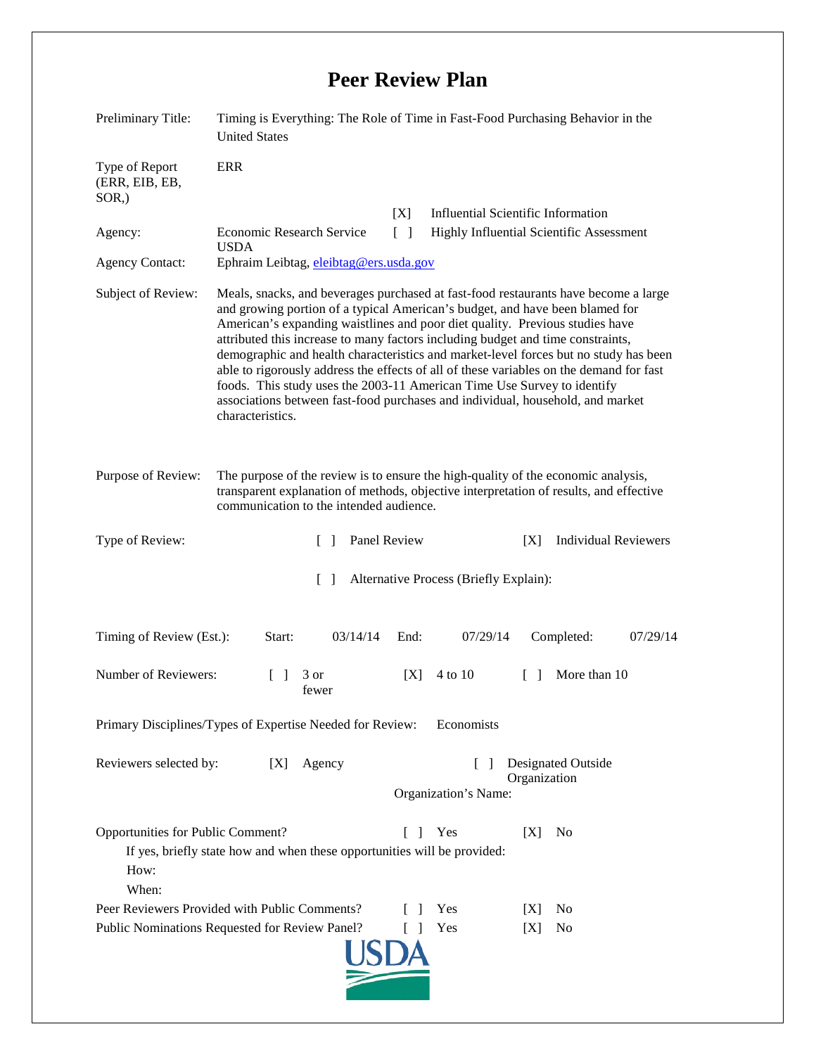# Peer Review Plan

Preliminary Title: Timing is Everything: The Role of Time in Fast-Food Purchasing Behavior in the United States

Type of Report (ERR, EIB, EB, SOR,): ERR

[X] Influential Scientific Information

[ ] Highly Influential Scientific Assessment

Agency: Economic Research Service USDA

Agency Contact: Ephraim Leibtag, eleibtag@ers.usda.gov

Subject of Review: Meals, snacks, and beverages purchased at fast-food restaurants have become a large and growing portion of a typical American's budget, and have been blamed for American's expanding waistlines and poor diet quality. Previous studies have attributed this increase to many factors including budget and time constraints, demographic and health characteristics and market-level forces but no study has been able to rigorously address the effects of all of these variables on the demand for fast foods. This study uses the 2003-11 American Time Use Survey to identify associations between fast-food purchases and individual, household, and market characteristics.

Purpose of Review: The purpose of the review is to ensure the high-quality of the economic analysis, transparent explanation of methods, objective interpretation of results, and effective communication to the intended audience.

Type of Review: [ ] Panel Review [X] Individual Reviewers

[ ] Alternative Process (Briefly Explain):

Timing of Review (Est.): Start: 03/14/14 End: 07/29/14 Completed: 07/29/14

Number of Reviewers: [ ] 3 or fewer [X] 4 to 10 [ ] More than 10

Primary Disciplines/Types of Expertise Needed for Review: Economists

Reviewers selected by: [X] Agency [ ] Designated Outside Organization

Organization's Name:

Opportunities for Public Comment? [ ] Yes [X] No

If yes, briefly state how and when these opportunities will be provided:

How:

When:

Peer Reviewers Provided with Public Comments? [ ] Yes [X] No

Public Nominations Requested for Review Panel? [ ] Yes [X] No